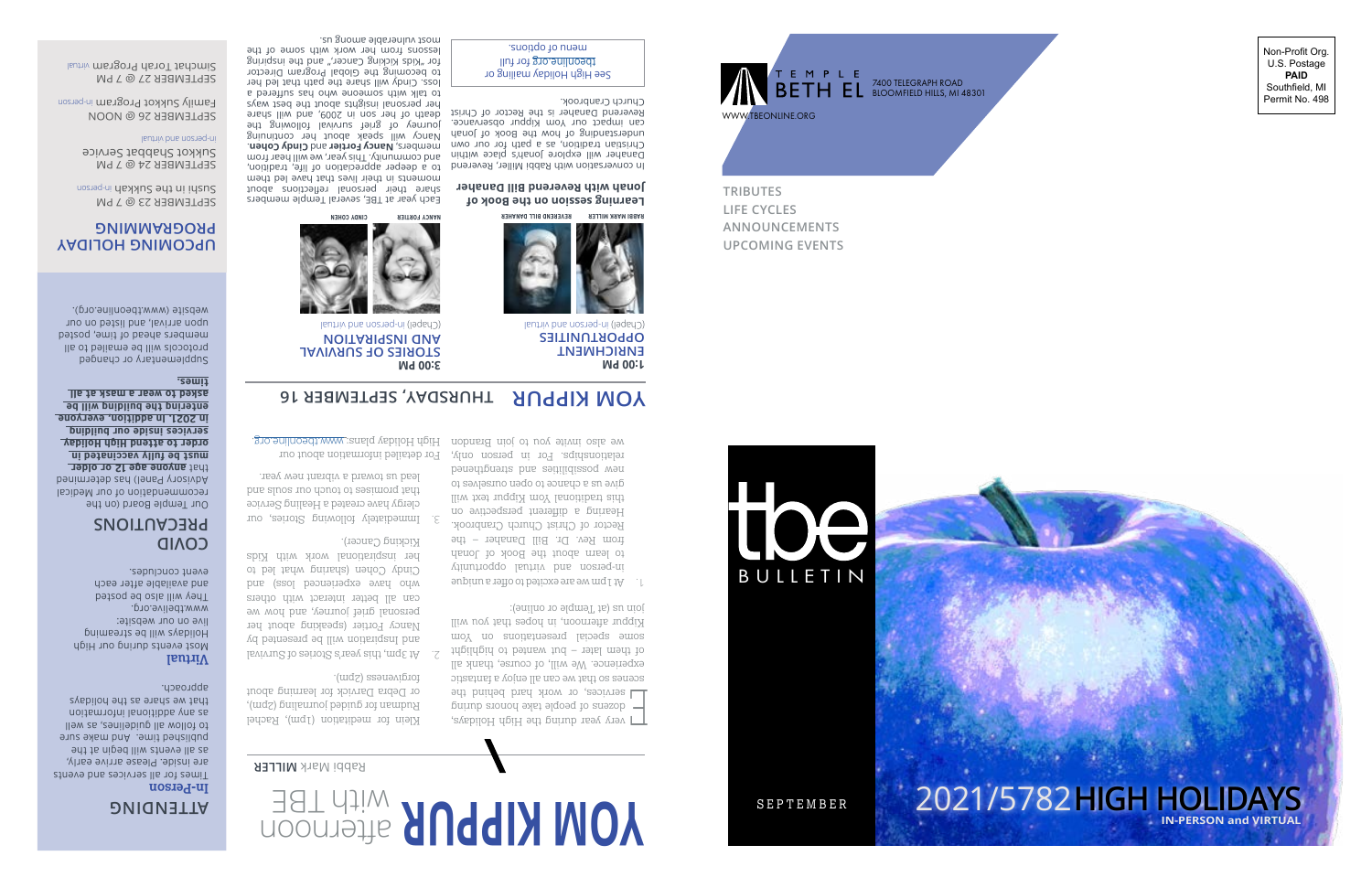# tbe BULLETIN

SEPTEMBER

# 2021/5782 HIGH HOLIDAYS

**IN-PERSON and VIRTUAL**

---

Non-Profit Org.
U.S. Postage
**PAID**
Southfield, MI
Permit No. 498

TEMPLE BETH EL
7400 TELEGRAPH ROAD
BLOOMFIELD HILLS, MI 48301

WWW.TBEONLINE.ORG

TRIBUTES
LIFE CYCLES
ANNOUNCEMENTS
UPCOMING EVENTS

---

# YOM KIPPUR afternoon with TBE

Rabbi Mark **MILLER**

Every year during the High Holidays, dozens of people take honors during services, or work hard behind the scenes so that we can all enjoy a fantastic experience. We will, of course, thank all of them later – but wanted to highlight some special presentations on Yom Kippur afternoon, in hopes that you will join us (at Temple or online):

1. At 1pm we are excited to offer a unique in-person and virtual opportunity to learn about the Book of Jonah from Rev. Dr. Bill Danaher – the Rector of Christ Church Cranbrook. Hearing a different perspective on this traditional Yom Kippur text will give us a chance to open ourselves to new possibilities and strengthened relationships. For in person only, we also invite you to join Brandon Klein for meditation (1pm), Rachel Rudman for guided journaling (2pm), or Debra Darvick for learning about forgiveness (2pm).

2. At 3pm, this year's Stories of Survival and Inspiration will be presented by Nancy Forter (speaking about her personal grief journey, and how we can all better interact with others who have experienced loss) and Cindy Cohen (sharing what led to her inspirational work with Kids Kicking Cancer).

3. Immediately following Stories, our clergy have created a Healing Service that promises to touch our souls and lead us toward a vibrant new year.

For detailed information about our High Holiday plans: www.tbeonline.org

## ATTENDING

### In-Person

Times for all services and events are inside. Please arrive early, as all events will begin at the published time. And make sure to follow all guidelines, as well as any additional information that we share as the holidays approach.

### Virtual

Most events during our High Holidays will be streaming live on our website: www.tbelive.org. They will also be posted and available after each event concludes.

## COVID PRECAUTIONS

Our Temple Board (on the recommendation of our Medical Advisory Panel) has determined that **anyone age 12 or older must be fully vaccinated in order to attend High Holiday services inside our building in 2021. In addition, everyone entering the building will be asked to wear a mask at all times.** Supplementary or changed protocols will be emailed to all members ahead of time, posted upon arrival, and listed on our website (www.tbeonline.org).

## UPCOMING HOLIDAY PROGRAMMING

SEPTEMBER 23 @ 7 PM
Sushi in the Sukkah *in-person*

SEPTEMBER 24 @ 7 PM
Sukkot Shabbat Service *in-person and virtual*

SEPTEMBER 26 @ NOON
Family Sukkot Program *in-person*

SEPTEMBER 27 @ 7 PM
Simchat Torah Program *virtual*

## YOM KIPPUR THURSDAY, SEPTEMBER 16

### 1:00 PM ENRICHMENT OPPORTUNITIES

(Chapel) in-person and virtual

RABBI MARK MILLER, REVEREND BILL DANAHER

**Learning session on the Book of Jonah with Reverend Bill Danaher**

In conversation with Rabbi Mark Miller, Reverend Danaher will explore Jonah's place within Christian tradition, as a path for our own understanding of how the book of Jonah can impact our Yom Kippur observance. Reverend Danaher is the Rector of Christ Church Cranbrook.

See High Holiday mailing or tbeonline.org for full menu of options.

### 3:00 PM STORIES OF SURVIVAL AND INSPIRATION

(Chapel) in-person and virtual

NANCY FORTER, CINDY COHEN

Each year at TBE, several Temple members share their personal reflections about moments in their lives that have led them to a deeper appreciation of life, tradition, and community. This year, we will hear from members, **Nancy Forter** and **Cindy Cohen**. Nancy will speak about her continuing journey of grief following the death of her son in 2009, and will share her personal insights about the best ways to talk with someone who has suffered a loss. Cindy will share the path that led her to becoming the Global Program Director for "Kids Kicking Cancer," and the inspiring lessons from her work with some of the most vulnerable among us.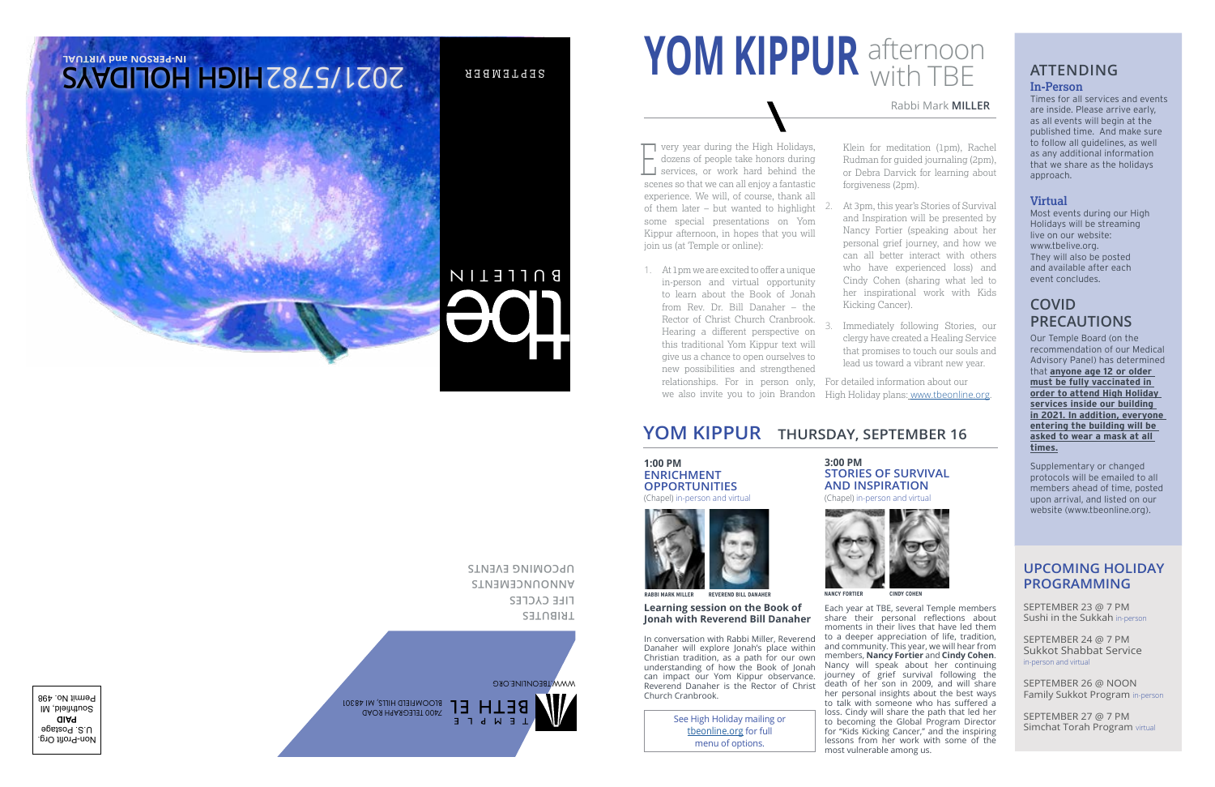2021/5782 HIGH HOLIDAYS

IN-PERSON and VIRTUAL

SEPTEMBER

the BULLETIN

TRIBUTES
LIFE CYCLES
ANNOUNCEMENTS
UPCOMING EVENTS

TEMPLE BETH EL
7400 TELEGRAPH ROAD
BLOOMFIELD HILLS, MI 48301
WWW.TBEONLINE.ORG

Non-Profit Org.
U.S. Postage
**PAID**
Southfield, MI
Permit No. 498

# YOM KIPPUR afternoon with TBE

Rabbi Mark **MILLER**

Every year during the High Holidays, dozens of people take honors during services, or work hard behind the scenes so that we can all enjoy a fantastic experience. We will, of course, thank all of them later – but wanted to highlight some special presentations on Yom Kippur afternoon, in hopes that you will join us (at Temple or online):

1. At 1pm we are excited to offer a unique in-person and virtual opportunity to learn about the Book of Jonah from Rev. Dr. Bill Danaher – the Rector of Christ Church Cranbrook. Hearing a different perspective on this traditional Yom Kippur text will give us a chance to open ourselves to new possibilities and strengthened relationships. For in person only, we also invite you to join Brandon Klein for meditation (1pm), Rachel Rudman for guided journaling (2pm), or Debra Darvick for learning about forgiveness (2pm).
2. At 3pm, this year's Stories of Survival and Inspiration will be presented by Nancy Fortier (speaking about her personal grief journey, and how we can all better interact with others who have experienced loss) and Cindy Cohen (sharing what led to her inspirational work with Kids Kicking Cancer).
3. Immediately following Stories, our clergy have created a Healing Service that promises to touch our souls and lead us toward a vibrant new year.

For detailed information about our High Holiday plans: www.tbeonline.org.

## YOM KIPPUR THURSDAY, SEPTEMBER 16

### 1:00 PM ENRICHMENT OPPORTUNITIES
(Chapel) in-person and virtual

RABBI MARK MILLER — REVEREND BILL DANAHER

**Learning session on the Book of Jonah with Reverend Bill Danaher**

In conversation with Rabbi Miller, Reverend Danaher will explore Jonah's place within Christian tradition, as a path for our own understanding of how the Book of Jonah can impact our Yom Kippur observance. Reverend Danaher is the Rector of Christ Church Cranbrook.

See High Holiday mailing or tbeonline.org for full menu of options.

### 3:00 PM STORIES OF SURVIVAL AND INSPIRATION
(Chapel) in-person and virtual

NANCY FORTIER — CINDY COHEN

Each year at TBE, several Temple members share their personal reflections about moments in their lives that have led them to a deeper appreciation of life, tradition, and community. This year, we will hear from members, **Nancy Fortier** and **Cindy Cohen**. Nancy will speak about her continuing journey of grief survival following the death of her son in 2009, and will share her personal insights about the best ways to talk with someone who has suffered a loss. Cindy will share the path that led her to becoming the Global Program Director for "Kids Kicking Cancer," and the inspiring lessons from her work with some of the most vulnerable among us.

## ATTENDING

### In-Person

Times for all services and events are inside. Please arrive early, as all events will begin at the published time. And make sure to follow all guidelines, as well as any additional information that we share as the holidays approach.

### Virtual

Most events during our High Holidays will be streaming live on our website: www.tbelive.org. They will also be posted and available after each event concludes.

## COVID PRECAUTIONS

Our Temple Board (on the recommendation of our Medical Advisory Panel) has determined that **anyone age 12 or older must be fully vaccinated in order to attend High Holiday services inside our building in 2021. In addition, everyone entering the building will be asked to wear a mask at all times.**

Supplementary or changed protocols will be emailed to all members ahead of time, posted upon arrival, and listed on our website (www.tbeonline.org).

## UPCOMING HOLIDAY PROGRAMMING

SEPTEMBER 23 @ 7 PM
Sushi in the Sukkah in-person

SEPTEMBER 24 @ 7 PM
Sukkot Shabbat Service in-person and virtual

SEPTEMBER 26 @ NOON
Family Sukkot Program in-person

SEPTEMBER 27 @ 7 PM
Simchat Torah Program virtual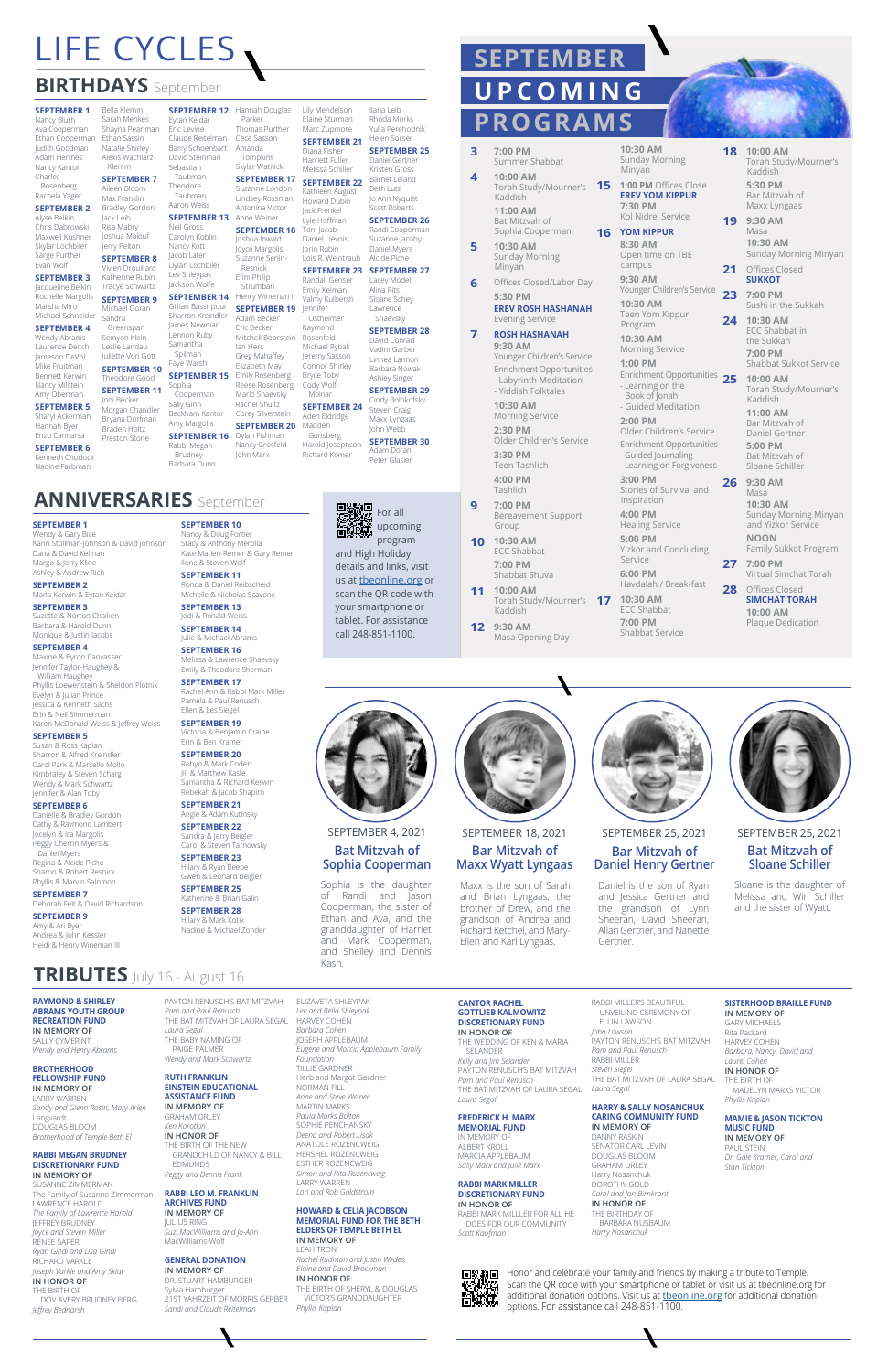# LIFE CYCLES

## BIRTHDAYS September

**SEPTEMBER 1**
Nancy Bluth
Ava Cooperman
Ethan Cooperman
Judith Goodman
Adam Hermes
Nancy Kantor
Charles Rosenberg
Rachela Yager

**SEPTEMBER 2**
Alyse Belkin
Chris Dabrowski
Maxwell Kushner
Skylar Lochbiler
Sarge Purther
Evan Wolf

**SEPTEMBER 3**
Jacqueline Belkin
Rochelle Margolis
Marsha Miro
Michael Schneider

**SEPTEMBER 4**
Wendy Abrams
Laurence Deitch
Jameson DeVol
Mike Fruitman
Bennett Kerwin
Nancy Milstein
Amy Oberman

**SEPTEMBER 5**
Sharyl Ackerman
Hannah Byer
Enzo Cannarsa

**SEPTEMBER 6**
Kenneth Chodock
Nadine Farbman
Bella Klemm
Sarah Menkes
Shayna Pearlman
Ethan Sassin
Natalie Shirley
Alexis Wachlarz-Klemm

**SEPTEMBER 7**
Aileen Bloom
Max Franklin
Bradley Gordon
Jack Leib
Risa Mabry
Joshua Malouf
Jerry Pelton

**SEPTEMBER 8**
Vivien Drouillard
Katherine Rubin
Tracye Schwartz

**SEPTEMBER 9**
Michael Goran
Sandra Greenspan
Semyon Klein
Leslie Landau
Juliette Von Gott

**SEPTEMBER 10**
Theodore Good

**SEPTEMBER 11**
Jodi Becker
Morgan Chandler
Bryana Dorfman
Braden Holtz
Preston Stone

**SEPTEMBER 12**
Eytan Keidar
Eric Levine
Claude Reitelman
Barry Schoenbart
David Steinman
Sebastian Taubman
Theodore Taubman
Aaron Weiss

**SEPTEMBER 13**
Neil Gross
Carolyn Koblin
Nancy Kott
Jacob Lafer
Dylan Lochbiler
Lev Shleypak
Jackson Wolfe

**SEPTEMBER 14**
Gillian Bassirpour
Sharron Kreindler
James Newman
Lennon Ruby
Samantha Spilman
Faye Warsh

**SEPTEMBER 15**
Sophia Cooperman
Sally Ginn
Beckham Kantor
Amy Margolis

**SEPTEMBER 16**
Rabbi Megan Brudney
Barbara Dunn
Hannah Douglas Parker
Thomas Purther
Cece Sassin
Amanda Tompkins
Skylar Watnick

**SEPTEMBER 17**
Suzanne London
Lindsey Rossman
Antonina Victor
Anne Weiner

**SEPTEMBER 18**
Joshua Inwald
Joyce Margolis
Suzanne Serlin-Resnick
Efim Philip Strumban
Henry Wineman II

**SEPTEMBER 19**
Adam Becker
Eric Becker
Mitchell Boorstein
Ian Herc
Greg Mahaffey
Elizabeth May
Emily Rosenberg
Reese Rosenberg
Marlo Shaevsky
Rachel Shultz
Corey Silverstein

**SEPTEMBER 20**
Dylan Fishman
Nancy Grosfeld
John Marx
Lily Mendelson
Elaine Sturman
Marc Zupmore

**SEPTEMBER 21**
Diana Fisher
Harriett Fuller
Melissa Schiller

**SEPTEMBER 22**
Kathleen August
Howard Dubin
Jack Frenkel
Lyle Hoffman
Toni Jacob
Daniel Lievois
Jorin Rubin
Lois R. Weintraub

**SEPTEMBER 23**
Randall Genser
Emily Kelman
Valmy Kulbersh
Jennifer Ostheimer
Raymond Rosenfeld
Michael Rybak
Jeremy Sassin
Connor Shirley
Bryce Toby
Cody Wolf-Molnar

**SEPTEMBER 24**
Aden Eldridge
Gunsberg
Madden
Harold Josephson
Richard Komer
Ilana Leib
Rhoda Morks
Yulia Perehodnik
Helen Sorser

**SEPTEMBER 25**
Daniel Gertner
Kristen Gross
Barnet Leland
Beth Lutz
Jo Ann Nyquist
Scott Roberts

**SEPTEMBER 26**
Randi Cooperman
Suzanne Jacoby
Daniel Myers
Alcide Piche

**SEPTEMBER 27**
Lacey Modell
Alina Rits
Sloane Schey
Lawrence Shaevsky

**SEPTEMBER 28**
David Conrad
Vadim Garber
Linnea Lannon
Barbara Nowak
Ashley Sitteger

**SEPTEMBER 29**
Cindy Bolokofsky
Steven Craig
Maxx Lyngaas
John Webb

**SEPTEMBER 30**
Adam Doran
Peter Glasier

## ANNIVERSARIES September

**SEPTEMBER 1**
Wendy & Gary Bice
Karin Stollman-Johnson & David Johnson
Dana & David Kelman
Margo & Jerry Kline
Ashley & Andrew Rich

**SEPTEMBER 2**
Marla Kerwin & Eytan Keidar

**SEPTEMBER 3**
Suzette & Norton Chaiken
Barbara & Harold Dunn
Monique & Justin Jacobs

**SEPTEMBER 4**
Maxine & Byron Canvasser
Jennifer Taylor-Haughey & William Haughey
Phyllis Loewenstein & Sheldon Plotnik
Evelyn & Julian Prince
Jessica & Kenneth Sachs
Erin & Neil Simmerman
Karen McDonald-Weiss & Jeffrey Weiss

**SEPTEMBER 5**
Susan & Ross Kaplan
Sharron & Alfred Kreindler
Carol Park & Marcello Mollo
Kimbraley & Steven Scharg
Wendy & Mark Schwartz
Jennifer & Alan Toby

**SEPTEMBER 6**
Danielle & Bradley Gordon
Cathy & Raymond Lambert
Jocelyn & Ira Margolis
Peggy Cherrin-Myers & Daniel Myers
Regina & Alcide Piche
Sharon & Robert Resnick
Phyllis & Marvin Salomon

**SEPTEMBER 7**
Deborah Feit & David Richardson

**SEPTEMBER 9**
Amy & Ari Byer
Andrea & John Kessler
Heidi & Henry Wineman III

**SEPTEMBER 10**
Nancy & Doug Fortier
Stacy & Anthony Merolla
Kate Matlen-Remer & Gary Remer
Ilene & Steven Wolf

**SEPTEMBER 11**
Ronda & Daniel Reibscheid
Michelle & Nicholas Scavone

**SEPTEMBER 13**
Jodi & Ronald Weiss

**SEPTEMBER 14**
Julie & Michael Abrams

**SEPTEMBER 16**
Melissa & Lawrence Shaevsky
Emily & Theodore Sherman

**SEPTEMBER 17**
Rachel Ann & Rabbi Mark Miller
Pamela & Paul Reusch
Ellen & Les Siegel

**SEPTEMBER 19**
Victoria & Benjamin Craine
Erin & Ben Kramer

**SEPTEMBER 20**
Robyn & Mark Coden
Jill & Matthew Kasle
Samantha & Richard Kerwin
Rebekah & Jacob Shapiro

**SEPTEMBER 21**
Angie & Adam Kutinsky

**SEPTEMBER 22**
Sandra & Jerry Beigler
Carol & Steven Tarnowsky

**SEPTEMBER 23**
Hilary & Ryan Beebe
Gwen & Leonard Beigler

**SEPTEMBER 25**
Katherine & Brian Galin

**SEPTEMBER 28**
Hilary & Mark Kotik
Nadine & Michael Zonder

For all upcoming program and High Holiday dates and links, visit us at tbeonline.org or scan the QR code with your smartphone or tablet. For assistance call 248-851-1100.

# SEPTEMBER UPCOMING PROGRAMS

**3**
7:00 PM
Summer Shabbat

**4**
10:00 AM
Torah Study/Mourner's Kaddish
11:00 AM
Bat Mitzvah of Sophia Cooperman

**5**
10:30 AM
Sunday Morning Minyan

**6**
Offices Closed/Labor Day
5:30 PM
**EREV ROSH HASHANAH**
Evening Service

**7**
**ROSH HASHANAH**
9:30 AM
Younger Children's Service
Enrichment Opportunities
- Labyrinth Meditation
- Yiddish Folktales
10:30 AM
Morning Service
2:30 PM
Older Children's Service
3:30 PM
Teen Tashlich
4:00 PM
Tashlich

**9**
7:00 PM
Bereavement Support Group

**10**
10:30 AM
ECC Shabbat
7:00 PM
Shabbat Shuva

**11**
10:00 AM
Torah Study/Mourner's Kaddish

**12**
9:30 AM
Masa Opening Day

10:30 AM
Sunday Morning Minyan

**15**
1:00 PM Offices Close
**EREV YOM KIPPUR**
7:30 PM
Kol Nidrei Service

**16**
**YOM KIPPUR**
8:30 AM
Open time on TBE campus
9:30 AM
Younger Children's Service
10:30 AM
Teen Yom Kippur Program
10:30 AM
Morning Service
1:00 PM
Enrichment Opportunities
- Learning on the Book of Jonah
- Guided Meditation
2:00 PM
Older Children's Service
Enrichment Opportunities
- Guided Journaling
- Learning on Forgiveness
3:00 PM
Stories of Survival and Inspiration
4:00 PM
Healing Service
5:00 PM
Yizkor and Concluding Service
6:00 PM
Havdalah / Break-fast

**17**
10:30 AM
ECC Shabbat
7:00 PM
Shabbat Service

**18**
10:00 AM
Torah Study/Mourner's Kaddish
5:30 PM
Bar Mitzvah of Maxx Lyngaas

**19**
9:30 AM
Masa
10:30 AM
Sunday Morning Minyan

**21**
Offices Closed
**SUKKOT**

**23**
7:00 PM
Sushi in the Sukkah

**24**
10:30 AM
ECC Shabbat in the Sukkah
7:00 PM
Shabbat Sukkot Service

**25**
10:00 AM
Torah Study/Mourner's Kaddish
11:00 AM
Bar Mitzvah of Daniel Gertner
5:00 PM
Bat Mitzvah of Sloane Schiller

**26**
9:30 AM
Masa
10:30 AM
Sunday Morning Minyan and Yizkor Service
NOON
Family Sukkot Program

**27**
7:00 PM
Virtual Simchat Torah

**28**
Offices Closed
**SIMCHAT TORAH**
10:00 AM
Plaque Dedication

SEPTEMBER 4, 2021
### Bat Mitzvah of Sophia Cooperman
Sophia is the daughter of Randi and Jason Cooperman, the sister of Ethan and Ava, and the granddaughter of Harriet and Mark Cooperman, and Shelley and Dennis Kash.

SEPTEMBER 18, 2021
### Bar Mitzvah of Maxx Wyatt Lyngaas
Maxx is the son of Sarah and Brian Lyngaas, the brother of Drew, and the grandson of Andrea and Richard Ketchel, and Mary-Ellen and Karl Lyngaas.

SEPTEMBER 25, 2021
### Bar Mitzvah of Daniel Henry Gertner
Daniel is the son of Ryan and Jessica Gertner and the grandson of Lynn Sheeran, David Sheeran, Allan Gertner, and Nanette Gertner.

SEPTEMBER 25, 2021
### Bat Mitzvah of Sloane Schiller
Sloane is the daughter of Melissa and Win Schiller and the sister of Wyatt.

## TRIBUTES July 16 - August 16

**RAYMOND & SHIRLEY ABRAMS YOUTH GROUP RECREATION FUND**
**IN MEMORY OF**
SALLY CYMERINT
*Wendy and Henry Abrams*

**BROTHERHOOD FELLOWSHIP FUND**
**IN MEMORY OF**
LARRY WARREN
*Sandy and Glenn Rosin, Mary Arlen Langvardt*
DOUGLAS BLOOM
*Brotherhood of Temple Beth El*

**RABBI MEGAN BRUDNEY DISCRETIONARY FUND**
**IN MEMORY OF**
SUSANNE ZIMMERMAN
The Family of Susanne Zimmerman
LAWRENCE HAROLD
*The Family of Lawrence Harold*
JEFFREY BRUDNEY
*Joyce and Steven Miller*
RENEE SAPER
*Ryan Gindi and Lisa Gindi*
RICHARD VARKLE
*Joseph Varkle and Amy Sklar*
**IN HONOR OF**
THE BIRTH OF DOV AVERY BRUDNEY BERG
*Jeffrey Bednarsh*

PAYTON RENUSCH'S BAT MITZVAH
*Pam and Paul Renusch*
THE BAT MITZVAH OF LAURA SEGAL
*Laura Segal*
THE BABY NAMING OF PAIGE PALMER
*Wendy and Mark Schwartz*

**RUTH FRANKLIN EINSTEIN EDUCATIONAL ASSISTANCE FUND**
**IN MEMORY OF**
GRAHAM ORLEY
*Ken Korotkin*
**IN HONOR OF**
THE BIRTH OF THE NEW GRANDCHILD OF NANCY & BILL EDMUNDS
*Peggy and Dennis Frank*

**RABBI LEO M. FRANKLIN ARCHIVES FUND**
**IN MEMORY OF**
JULIUS RING
*Suzi MacWilliams and Jo-Ann MacWilliams-Wolf*

**GENERAL DONATION**
**IN MEMORY OF**
DR. STUART HAMBURGER
*Sylvia Hamburger*
21ST YAHRZEIT OF MORRIS GERBER
*Sandi and Claude Reitelman*

ELIZAVETA SHLEYPAK
*Lev and Bella Shleypak*
HARVEY COHEN
*Barbara Cohen*
JOSEPH APPLEBAUM
*Eugene and Marcia Applebaum Family Foundation*
TILLIE GARDNER
*Herb and Margot Gardner*
NORMAN FILL
*Anne and Steve Weiner*
MARTIN MARKS
*Paula Marks Bolton*
SOPHIE PENCHANSKY
*Deena and Robert Lisak*
ANATOLE ROZENCWEIG
HERSHEL ROZENCWEIG
ESTHER ROZENCWEIG
*Simon and Rita Rozencweig*
LARRY WARREN
*Lori and Rob Goldstrom*

**HOWARD & CELIA JACOBSON MEMORIAL FUND FOR THE BETH ELDERS OF TEMPLE BETH EL**
**IN MEMORY OF**
LEAH TRON
*Rachel Rudman and Justin Wedes, Elaine and David Brockman*
**IN HONOR OF**
THE BIRTH OF SHERYL & DOUGLAS VICTOR'S GRANDDAUGHTER
*Phyllis Kaplan*

**CANTOR RACHEL GOTTLIEB KALMOWITZ DISCRETIONARY FUND**
**IN HONOR OF**
THE WEDDING OF KEN & MARIA SELANDER
*Kelly and Jim Selander*
PAYTON RENUSCH'S BAT MITZVAH
*Pam and Paul Renusch*
THE BAT MITZVAH OF LAURA SEGAL
*Laura Segal*

**FREDERICK H. MARX MEMORIAL FUND**
**IN MEMORY OF**
ALBERT KROLL
MARCIA APPLEBAUM
*Sally Marx and Julie Marx*

**RABBI MARK MILLER DISCRETIONARY FUND**
**IN HONOR OF**
RABBI MARK MILLER FOR ALL HE DOES FOR OUR COMMUNITY
*Scott Kaufman*

RABBI MILLER'S BEAUTIFUL UNVEILING CEREMONY OF ELLIN LAWSON
*John Lawson*
PAYTON RENUSCH'S BAT MITZVAH
*Pam and Paul Renusch*
RABBI MILLER
*Steven Siegel*
THE BAT MITZVAH OF LAURA SEGAL
*Laura Segal*

**HARRY & SALLY NOSANCHUK CARING COMMUNITY FUND**
**IN MEMORY OF**
DANNY RASKIN
SENATOR CARL LEVIN
DOUGLAS BLOOM
GRAHAM ORLEY
Harry Nosanchuk
DOROTHY GOLD
*Carol and Jon Birnkrant*
**IN HONOR OF**
THE BIRTHDAY OF BARBARA NUSBAUM
*Harry Nosanchuk*

**SISTERHOOD BRAILLE FUND**
**IN MEMORY OF**
GARY MICHAELS
*Rita Packard*
HARVEY COHEN
*Barbara, Nancy, David and Laurel Cohen*
**IN HONOR OF**
THE BIRTH OF MADELYN MARKS VICTOR
*Phyllis Kaplan*

**MAMIE & JASON TICKTON MUSIC FUND**
**IN MEMORY OF**
PAUL STEIN
*Dr. Gale Kramer, Carol and Stan Tickton*

Honor and celebrate your family and friends by making a tribute to Temple. Scan the QR code with your smartphone or tablet or visit us at tbeonline.org for additional donation options. Visit us at tbeonline.org for additional donation options. For assistance call 248-851-1100.